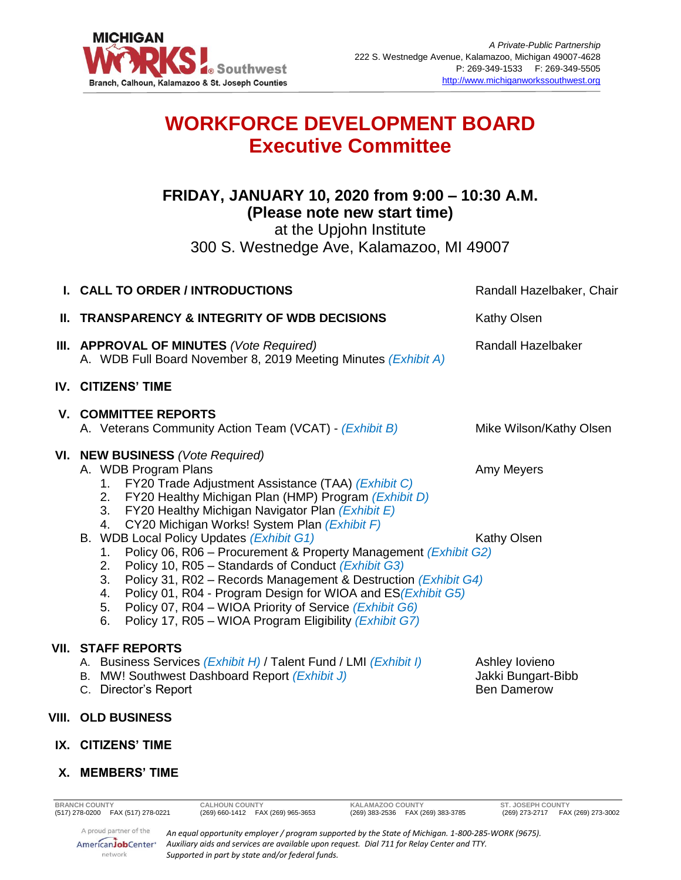MICHIGAN WORKS! Southwest
Branch, Calhoun, Kalamazoo & St. Joseph Counties

*A Private-Public Partnership*
222 S. Westnedge Avenue, Kalamazoo, Michigan 49007-4628
P: 269-349-1533 F: 269-349-5505
http://www.michiganworkssouthwest.org

# WORKFORCE DEVELOPMENT BOARD
## Executive Committee

**FRIDAY, JANUARY 10, 2020 from 9:00 – 10:30 A.M.**
**(Please note new start time)**
at the Upjohn Institute
300 S. Westnedge Ave, Kalamazoo, MI 49007

**I. CALL TO ORDER / INTRODUCTIONS** — Randall Hazelbaker, Chair

**II. TRANSPARENCY & INTEGRITY OF WDB DECISIONS** — Kathy Olsen

**III. APPROVAL OF MINUTES** *(Vote Required)* — Randall Hazelbaker
- A. WDB Full Board November 8, 2019 Meeting Minutes *(Exhibit A)*

**IV. CITIZENS' TIME**

**V. COMMITTEE REPORTS**
- A. Veterans Community Action Team (VCAT) - *(Exhibit B)* — Mike Wilson/Kathy Olsen

**VI. NEW BUSINESS** *(Vote Required)*
- A. WDB Program Plans — Amy Meyers
  1. FY20 Trade Adjustment Assistance (TAA) *(Exhibit C)*
  2. FY20 Healthy Michigan Plan (HMP) Program *(Exhibit D)*
  3. FY20 Healthy Michigan Navigator Plan *(Exhibit E)*
  4. CY20 Michigan Works! System Plan *(Exhibit F)*
- B. WDB Local Policy Updates *(Exhibit G1)* — Kathy Olsen
  1. Policy 06, R06 – Procurement & Property Management *(Exhibit G2)*
  2. Policy 10, R05 – Standards of Conduct *(Exhibit G3)*
  3. Policy 31, R02 – Records Management & Destruction *(Exhibit G4)*
  4. Policy 01, R04 - Program Design for WIOA and ES*(Exhibit G5)*
  5. Policy 07, R04 – WIOA Priority of Service *(Exhibit G6)*
  6. Policy 17, R05 – WIOA Program Eligibility *(Exhibit G7)*

**VII. STAFF REPORTS**
- A. Business Services *(Exhibit H)* / Talent Fund / LMI *(Exhibit I)* — Ashley Iovieno
- B. MW! Southwest Dashboard Report *(Exhibit J)* — Jakki Bungart-Bibb
- C. Director's Report — Ben Damerow

**VIII. OLD BUSINESS**

**IX. CITIZENS' TIME**

**X. MEMBERS' TIME**

| BRANCH COUNTY | CALHOUN COUNTY | KALAMAZOO COUNTY | ST. JOSEPH COUNTY |
|---|---|---|---|
| (517) 278-0200 FAX (517) 278-0221 | (269) 660-1412 FAX (269) 965-3653 | (269) 383-2536 FAX (269) 383-3785 | (269) 273-2717 FAX (269) 273-3002 |

A proud partner of the AmericanJobCenter network

*An equal opportunity employer / program supported by the State of Michigan. 1-800-285-WORK (9675). Auxiliary aids and services are available upon request. Dial 711 for Relay Center and TTY. Supported in part by state and/or federal funds.*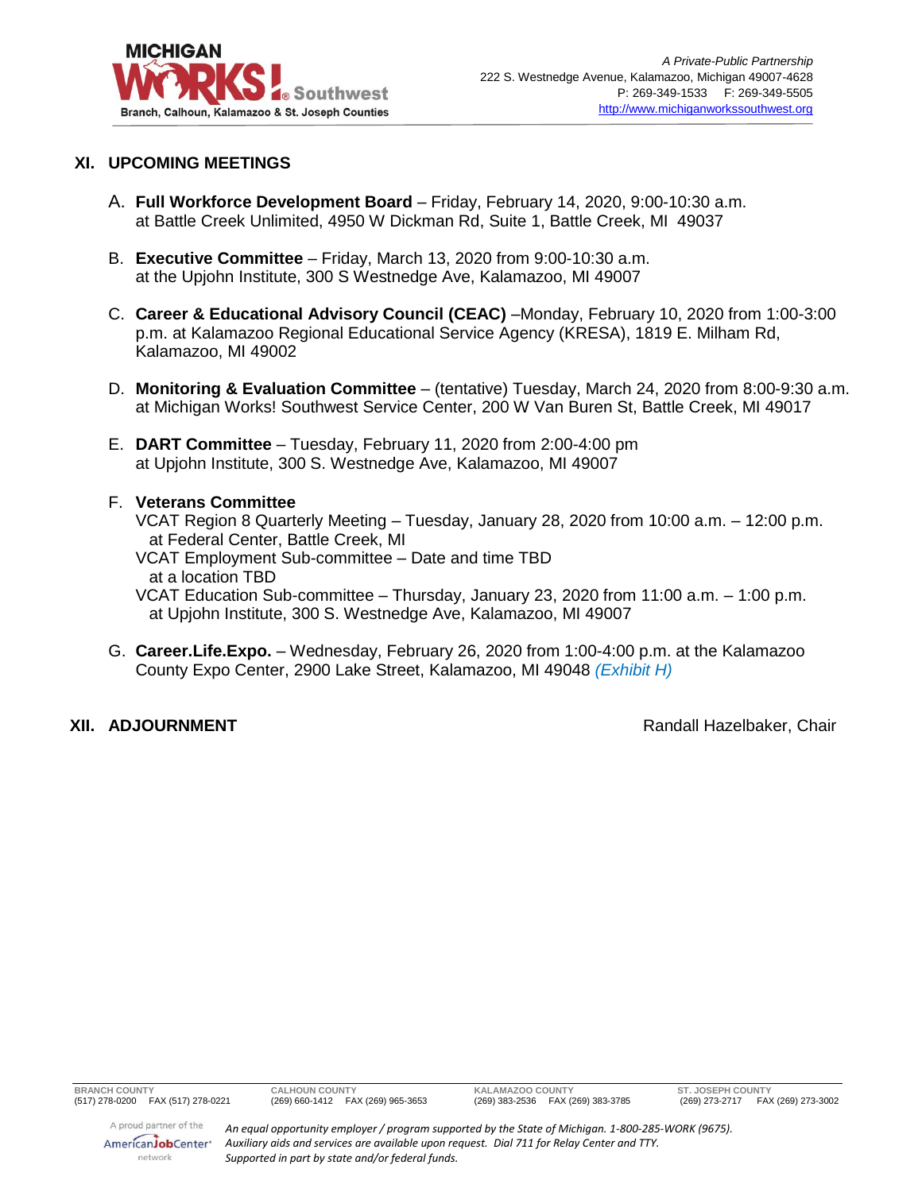## XI. UPCOMING MEETINGS

A. **Full Workforce Development Board** – Friday, February 14, 2020, 9:00-10:30 a.m. at Battle Creek Unlimited, 4950 W Dickman Rd, Suite 1, Battle Creek, MI 49037

B. **Executive Committee** – Friday, March 13, 2020 from 9:00-10:30 a.m. at the Upjohn Institute, 300 S Westnedge Ave, Kalamazoo, MI 49007

C. **Career & Educational Advisory Council (CEAC)** –Monday, February 10, 2020 from 1:00-3:00 p.m. at Kalamazoo Regional Educational Service Agency (KRESA), 1819 E. Milham Rd, Kalamazoo, MI 49002

D. **Monitoring & Evaluation Committee** – (tentative) Tuesday, March 24, 2020 from 8:00-9:30 a.m. at Michigan Works! Southwest Service Center, 200 W Van Buren St, Battle Creek, MI 49017

E. **DART Committee** – Tuesday, February 11, 2020 from 2:00-4:00 pm at Upjohn Institute, 300 S. Westnedge Ave, Kalamazoo, MI 49007

F. **Veterans Committee**
VCAT Region 8 Quarterly Meeting – Tuesday, January 28, 2020 from 10:00 a.m. – 12:00 p.m. at Federal Center, Battle Creek, MI
VCAT Employment Sub-committee – Date and time TBD at a location TBD
VCAT Education Sub-committee – Thursday, January 23, 2020 from 11:00 a.m. – 1:00 p.m. at Upjohn Institute, 300 S. Westnedge Ave, Kalamazoo, MI 49007

G. **Career.Life.Expo.** – Wednesday, February 26, 2020 from 1:00-4:00 p.m. at the Kalamazoo County Expo Center, 2900 Lake Street, Kalamazoo, MI 49048 *(Exhibit H)*

## XII. ADJOURNMENT

Randall Hazelbaker, Chair